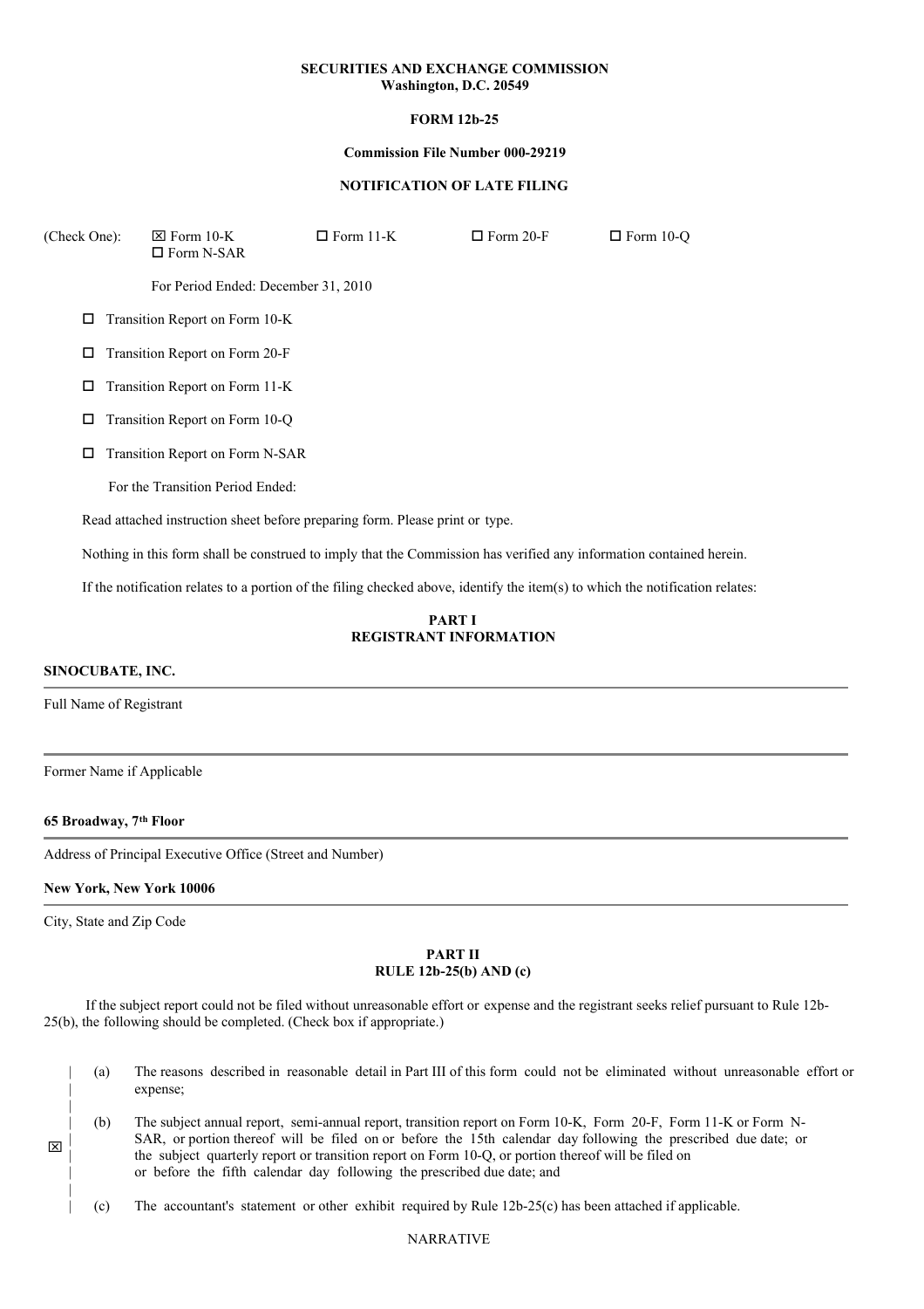**SECURITIES AND EXCHANGE COMMISSION**
**Washington, D.C. 20549**

**FORM 12b-25**

**Commission File Number 000-29219**

**NOTIFICATION OF LATE FILING**

(Check One): ☒ Form 10-K ☐ Form 11-K ☐ Form 20-F ☐ Form 10-Q ☐ Form N-SAR

For Period Ended: December 31, 2010

☐ Transition Report on Form 10-K

☐ Transition Report on Form 20-F

☐ Transition Report on Form 11-K

☐ Transition Report on Form 10-Q

☐ Transition Report on Form N-SAR

For the Transition Period Ended:

Read attached instruction sheet before preparing form. Please print or type.

Nothing in this form shall be construed to imply that the Commission has verified any information contained herein.

If the notification relates to a portion of the filing checked above, identify the item(s) to which the notification relates:

## PART I
## REGISTRANT INFORMATION

**SINOCUBATE, INC.**

Full Name of Registrant

Former Name if Applicable

**65 Broadway, 7th Floor**

Address of Principal Executive Office (Street and Number)

**New York, New York 10006**

City, State and Zip Code

## PART II
## RULE 12b-25(b) AND (c)

If the subject report could not be filed without unreasonable effort or expense and the registrant seeks relief pursuant to Rule 12b-25(b), the following should be completed. (Check box if appropriate.)

☒

(a) The reasons described in reasonable detail in Part III of this form could not be eliminated without unreasonable effort or expense;

(b) The subject annual report, semi-annual report, transition report on Form 10-K, Form 20-F, Form 11-K or Form N-SAR, or portion thereof will be filed on or before the 15th calendar day following the prescribed due date; or the subject quarterly report or transition report on Form 10-Q, or portion thereof will be filed on or before the fifth calendar day following the prescribed due date; and

(c) The accountant's statement or other exhibit required by Rule 12b-25(c) has been attached if applicable.

NARRATIVE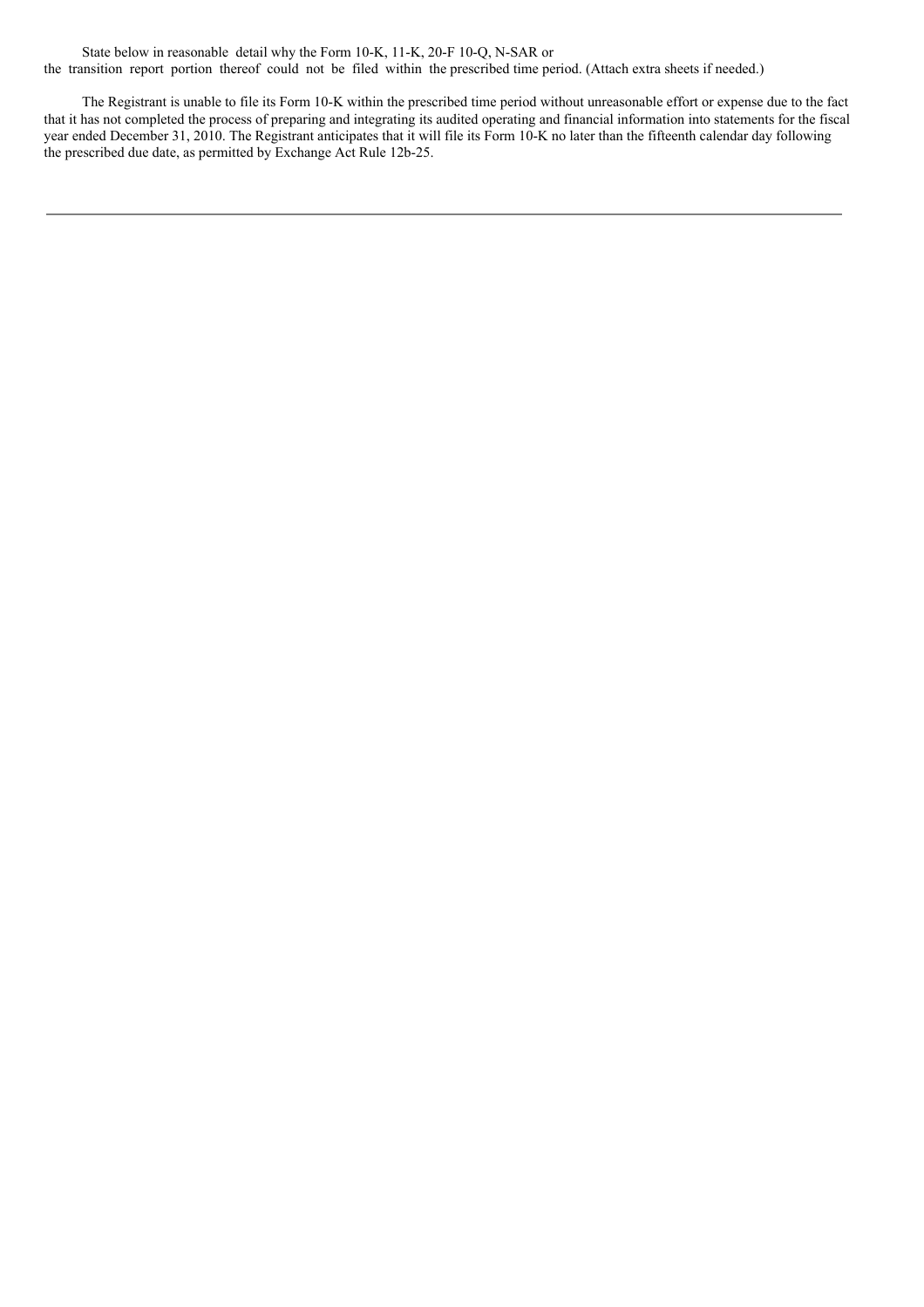State below in reasonable detail why the Form 10-K, 11-K, 20-F 10-Q, N-SAR or the transition report portion thereof could not be filed within the prescribed time period. (Attach extra sheets if needed.)

The Registrant is unable to file its Form 10-K within the prescribed time period without unreasonable effort or expense due to the fact that it has not completed the process of preparing and integrating its audited operating and financial information into statements for the fiscal year ended December 31, 2010. The Registrant anticipates that it will file its Form 10-K no later than the fifteenth calendar day following the prescribed due date, as permitted by Exchange Act Rule 12b-25.

---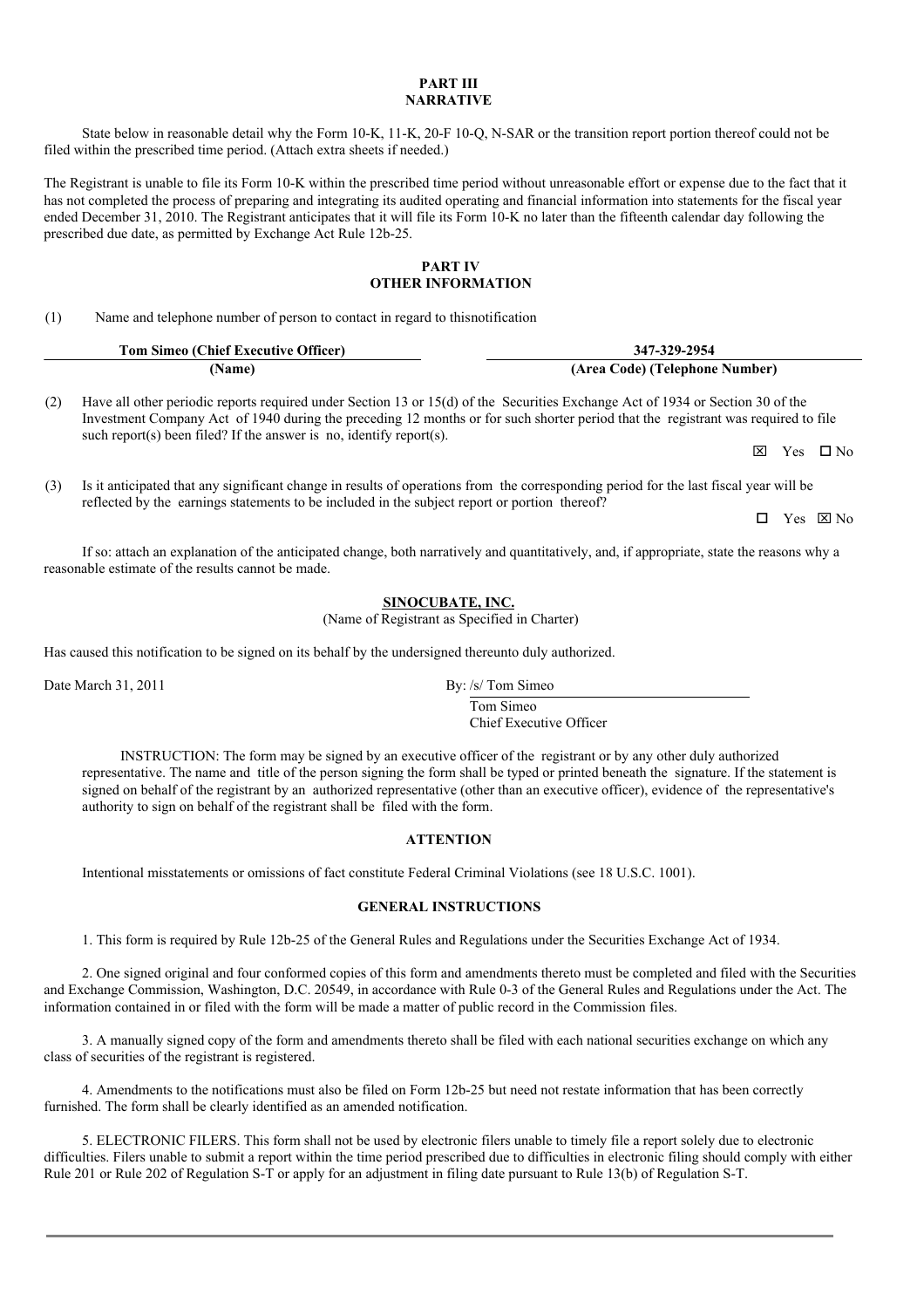**PART III**
**NARRATIVE**

State below in reasonable detail why the Form 10-K, 11-K, 20-F 10-Q, N-SAR or the transition report portion thereof could not be filed within the prescribed time period. (Attach extra sheets if needed.)

The Registrant is unable to file its Form 10-K within the prescribed time period without unreasonable effort or expense due to the fact that it has not completed the process of preparing and integrating its audited operating and financial information into statements for the fiscal year ended December 31, 2010. The Registrant anticipates that it will file its Form 10-K no later than the fifteenth calendar day following the prescribed due date, as permitted by Exchange Act Rule 12b-25.

**PART IV**
**OTHER INFORMATION**

(1) Name and telephone number of person to contact in regard to thisnotification

| Tom Simeo (Chief Executive Officer) | 347-329-2954 |
|---|---|
| (Name) | (Area Code) (Telephone Number) |

(2) Have all other periodic reports required under Section 13 or 15(d) of the Securities Exchange Act of 1934 or Section 30 of the Investment Company Act of 1940 during the preceding 12 months or for such shorter period that the registrant was required to file such report(s) been filed? If the answer is no, identify report(s).

☒ Yes ☐ No

(3) Is it anticipated that any significant change in results of operations from the corresponding period for the last fiscal year will be reflected by the earnings statements to be included in the subject report or portion thereof?

☐ Yes ☒ No

If so: attach an explanation of the anticipated change, both narratively and quantitatively, and, if appropriate, state the reasons why a reasonable estimate of the results cannot be made.

**SINOCUBATE, INC.**
(Name of Registrant as Specified in Charter)

Has caused this notification to be signed on its behalf by the undersigned thereunto duly authorized.

Date March 31, 2011

By: /s/ Tom Simeo
Tom Simeo
Chief Executive Officer

INSTRUCTION: The form may be signed by an executive officer of the registrant or by any other duly authorized representative. The name and title of the person signing the form shall be typed or printed beneath the signature. If the statement is signed on behalf of the registrant by an authorized representative (other than an executive officer), evidence of the representative's authority to sign on behalf of the registrant shall be filed with the form.

**ATTENTION**

Intentional misstatements or omissions of fact constitute Federal Criminal Violations (see 18 U.S.C. 1001).

**GENERAL INSTRUCTIONS**

1. This form is required by Rule 12b-25 of the General Rules and Regulations under the Securities Exchange Act of 1934.

2. One signed original and four conformed copies of this form and amendments thereto must be completed and filed with the Securities and Exchange Commission, Washington, D.C. 20549, in accordance with Rule 0-3 of the General Rules and Regulations under the Act. The information contained in or filed with the form will be made a matter of public record in the Commission files.

3. A manually signed copy of the form and amendments thereto shall be filed with each national securities exchange on which any class of securities of the registrant is registered.

4. Amendments to the notifications must also be filed on Form 12b-25 but need not restate information that has been correctly furnished. The form shall be clearly identified as an amended notification.

5. ELECTRONIC FILERS. This form shall not be used by electronic filers unable to timely file a report solely due to electronic difficulties. Filers unable to submit a report within the time period prescribed due to difficulties in electronic filing should comply with either Rule 201 or Rule 202 of Regulation S-T or apply for an adjustment in filing date pursuant to Rule 13(b) of Regulation S-T.